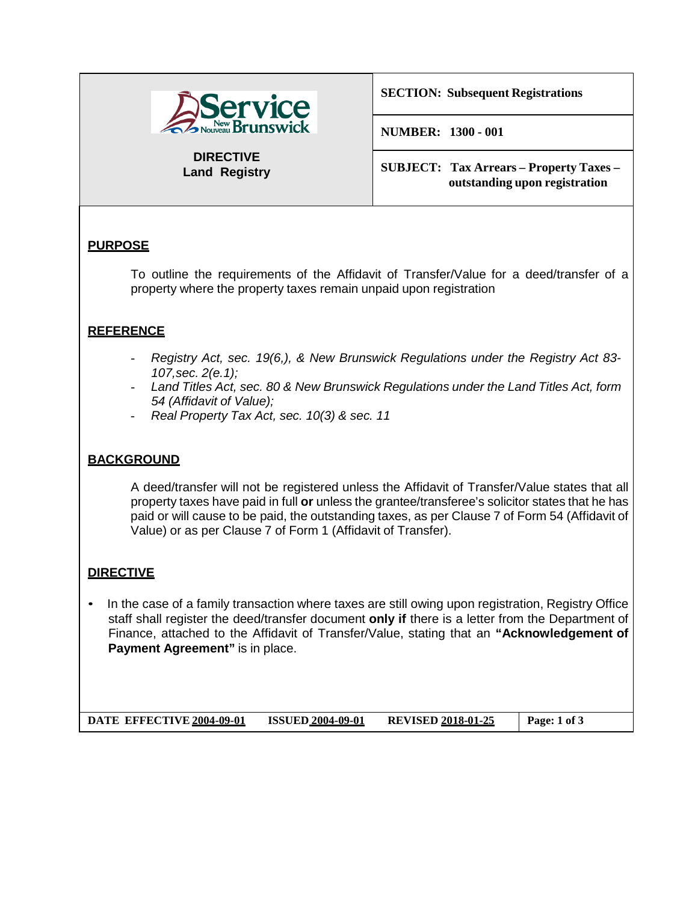**DIRECTIVE**
**Land Registry**

**SECTION: Subsequent Registrations**

**NUMBER: 1300 - 001**

**SUBJECT: Tax Arrears – Property Taxes – outstanding upon registration**

## PURPOSE

To outline the requirements of the Affidavit of Transfer/Value for a deed/transfer of a property where the property taxes remain unpaid upon registration

## REFERENCE

- *Registry Act, sec. 19(6,), & New Brunswick Regulations under the Registry Act 83-107,sec. 2(e.1);*
- *Land Titles Act, sec. 80 & New Brunswick Regulations under the Land Titles Act, form 54 (Affidavit of Value);*
- *Real Property Tax Act, sec. 10(3) & sec. 11*

## BACKGROUND

A deed/transfer will not be registered unless the Affidavit of Transfer/Value states that all property taxes have paid in full **or** unless the grantee/transferee's solicitor states that he has paid or will cause to be paid, the outstanding taxes, as per Clause 7 of Form 54 (Affidavit of Value) or as per Clause 7 of Form 1 (Affidavit of Transfer).

## DIRECTIVE

- In the case of a family transaction where taxes are still owing upon registration, Registry Office staff shall register the deed/transfer document **only if** there is a letter from the Department of Finance, attached to the Affidavit of Transfer/Value, stating that an **"Acknowledgement of Payment Agreement"** is in place.

**DATE EFFECTIVE 2004-09-01** **ISSUED 2004-09-01** **REVISED 2018-01-25**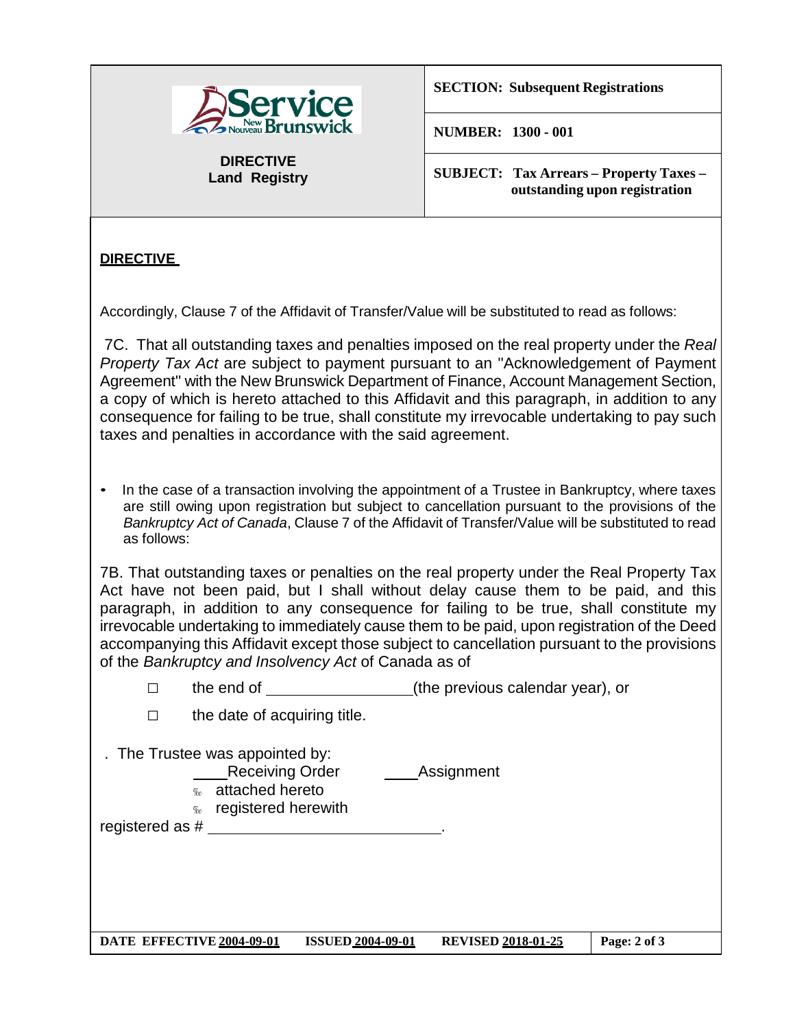**DIRECTIVE**

Accordingly, Clause 7 of the Affidavit of Transfer/Value will be substituted to read as follows:

7C. That all outstanding taxes and penalties imposed on the real property under the *Real Property Tax Act* are subject to payment pursuant to an "Acknowledgement of Payment Agreement" with the New Brunswick Department of Finance, Account Management Section, a copy of which is hereto attached to this Affidavit and this paragraph, in addition to any consequence for failing to be true, shall constitute my irrevocable undertaking to pay such taxes and penalties in accordance with the said agreement.

- In the case of a transaction involving the appointment of a Trustee in Bankruptcy, where taxes are still owing upon registration but subject to cancellation pursuant to the provisions of the *Bankruptcy Act of Canada*, Clause 7 of the Affidavit of Transfer/Value will be substituted to read as follows:

7B. That outstanding taxes or penalties on the real property under the Real Property Tax Act have not been paid, but I shall without delay cause them to be paid, and this paragraph, in addition to any consequence for failing to be true, shall constitute my irrevocable undertaking to immediately cause them to be paid, upon registration of the Deed accompanying this Affidavit except those subject to cancellation pursuant to the provisions of the *Bankruptcy and Insolvency Act* of Canada as of

☐ the end of ________________(the previous calendar year), or

☐ the date of acquiring title.

. The Trustee was appointed by:

____Receiving Order ____Assignment

‰ attached hereto

‰ registered herewith

registered as # ___________________________.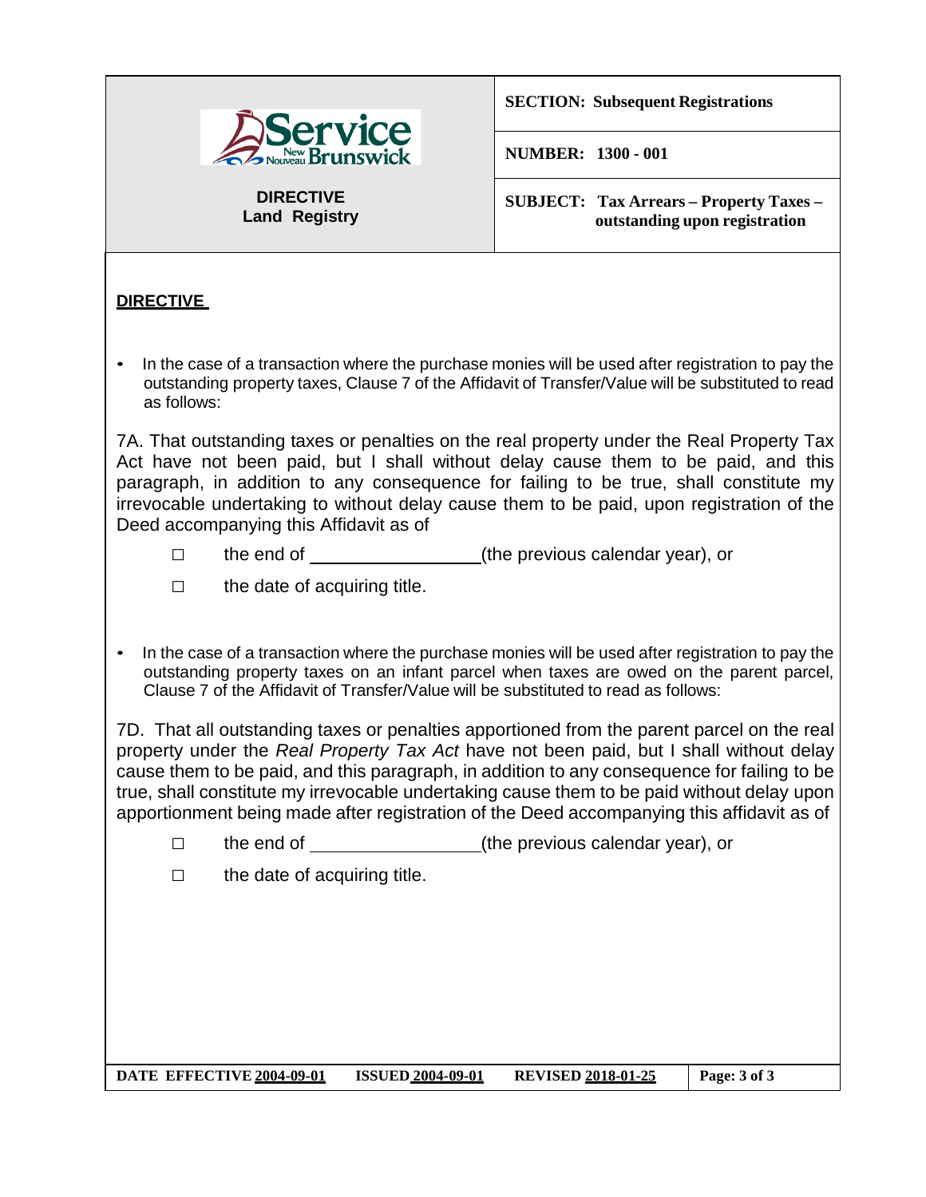| | |
|---|---|
| Service New Brunswick / Nouveau Brunswick<br><br>**DIRECTIVE**<br>**Land Registry** | **SECTION: Subsequent Registrations**<br><br>**NUMBER: 1300 - 001**<br><br>**SUBJECT: Tax Arrears – Property Taxes – outstanding upon registration** |

## DIRECTIVE

- In the case of a transaction where the purchase monies will be used after registration to pay the outstanding property taxes, Clause 7 of the Affidavit of Transfer/Value will be substituted to read as follows:

7A. That outstanding taxes or penalties on the real property under the Real Property Tax Act have not been paid, but I shall without delay cause them to be paid, and this paragraph, in addition to any consequence for failing to be true, shall constitute my irrevocable undertaking to without delay cause them to be paid, upon registration of the Deed accompanying this Affidavit as of

☐ the end of ________________(the previous calendar year), or

☐ the date of acquiring title.

- In the case of a transaction where the purchase monies will be used after registration to pay the outstanding property taxes on an infant parcel when taxes are owed on the parent parcel, Clause 7 of the Affidavit of Transfer/Value will be substituted to read as follows:

7D. That all outstanding taxes or penalties apportioned from the parent parcel on the real property under the *Real Property Tax Act* have not been paid, but I shall without delay cause them to be paid, and this paragraph, in addition to any consequence for failing to be true, shall constitute my irrevocable undertaking cause them to be paid without delay upon apportionment being made after registration of the Deed accompanying this affidavit as of

☐ the end of ________________(the previous calendar year), or

☐ the date of acquiring title.

**DATE EFFECTIVE 2004-09-01 ISSUED 2004-09-01 REVISED 2018-01-25**